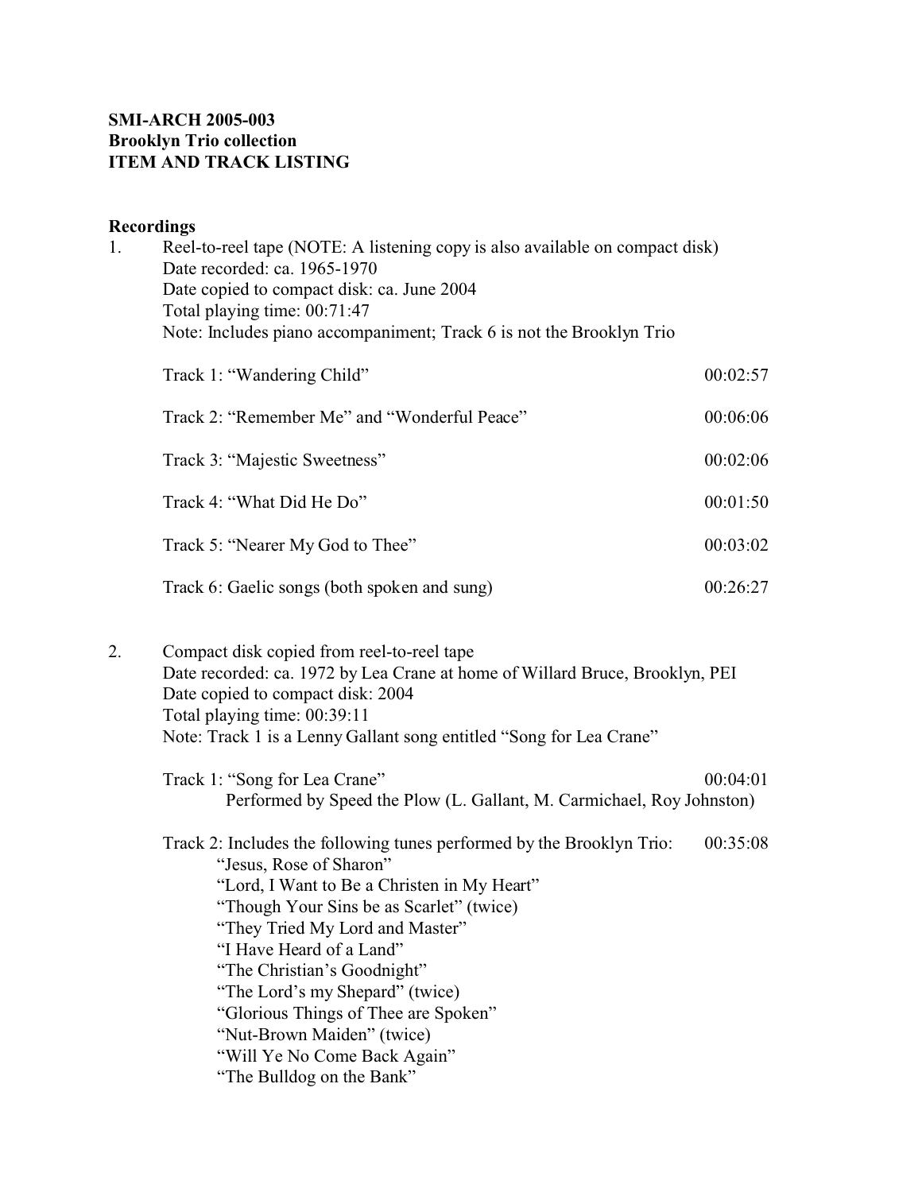**SMI-ARCH 2005-003**
**Brooklyn Trio collection**
**ITEM AND TRACK LISTING**

**Recordings**

1. Reel-to-reel tape (NOTE: A listening copy is also available on compact disk)
   Date recorded: ca. 1965-1970
   Date copied to compact disk: ca. June 2004
   Total playing time: 00:71:47
   Note: Includes piano accompaniment; Track 6 is not the Brooklyn Trio

   | Track | Time |
   |---|---|
   | Track 1: “Wandering Child” | 00:02:57 |
   | Track 2: “Remember Me” and “Wonderful Peace” | 00:06:06 |
   | Track 3: “Majestic Sweetness” | 00:02:06 |
   | Track 4: “What Did He Do” | 00:01:50 |
   | Track 5: “Nearer My God to Thee” | 00:03:02 |
   | Track 6: Gaelic songs (both spoken and sung) | 00:26:27 |

2. Compact disk copied from reel-to-reel tape
   Date recorded: ca. 1972 by Lea Crane at home of Willard Bruce, Brooklyn, PEI
   Date copied to compact disk: 2004
   Total playing time: 00:39:11
   Note: Track 1 is a Lenny Gallant song entitled “Song for Lea Crane”

   Track 1: “Song for Lea Crane” — 00:04:01
   Performed by Speed the Plow (L. Gallant, M. Carmichael, Roy Johnston)

   Track 2: Includes the following tunes performed by the Brooklyn Trio: — 00:35:08
   - “Jesus, Rose of Sharon”
   - “Lord, I Want to Be a Christen in My Heart”
   - “Though Your Sins be as Scarlet” (twice)
   - “They Tried My Lord and Master”
   - “I Have Heard of a Land”
   - “The Christian’s Goodnight”
   - “The Lord’s my Shepard” (twice)
   - “Glorious Things of Thee are Spoken”
   - “Nut-Brown Maiden” (twice)
   - “Will Ye No Come Back Again”
   - “The Bulldog on the Bank”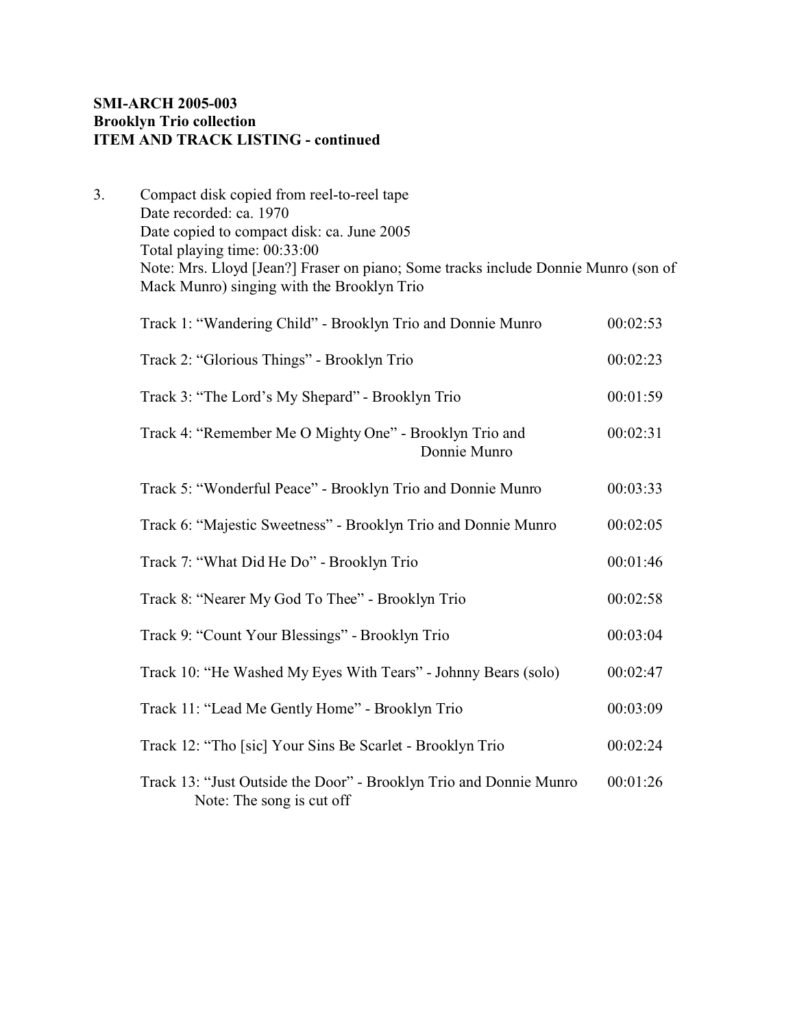**SMI-ARCH 2005-003**
**Brooklyn Trio collection**
**ITEM AND TRACK LISTING - continued**

3. Compact disk copied from reel-to-reel tape
   Date recorded: ca. 1970
   Date copied to compact disk: ca. June 2005
   Total playing time: 00:33:00
   Note: Mrs. Lloyd [Jean?] Fraser on piano; Some tracks include Donnie Munro (son of Mack Munro) singing with the Brooklyn Trio

| Track | Time |
|---|---|
| Track 1: "Wandering Child" - Brooklyn Trio and Donnie Munro | 00:02:53 |
| Track 2: "Glorious Things" - Brooklyn Trio | 00:02:23 |
| Track 3: "The Lord's My Shepard" - Brooklyn Trio | 00:01:59 |
| Track 4: "Remember Me O Mighty One" - Brooklyn Trio and Donnie Munro | 00:02:31 |
| Track 5: "Wonderful Peace" - Brooklyn Trio and Donnie Munro | 00:03:33 |
| Track 6: "Majestic Sweetness" - Brooklyn Trio and Donnie Munro | 00:02:05 |
| Track 7: "What Did He Do" - Brooklyn Trio | 00:01:46 |
| Track 8: "Nearer My God To Thee" - Brooklyn Trio | 00:02:58 |
| Track 9: "Count Your Blessings" - Brooklyn Trio | 00:03:04 |
| Track 10: "He Washed My Eyes With Tears" - Johnny Bears (solo) | 00:02:47 |
| Track 11: "Lead Me Gently Home" - Brooklyn Trio | 00:03:09 |
| Track 12: "Tho [sic] Your Sins Be Scarlet - Brooklyn Trio | 00:02:24 |
| Track 13: "Just Outside the Door" - Brooklyn Trio and Donnie Munro<br>Note: The song is cut off | 00:01:26 |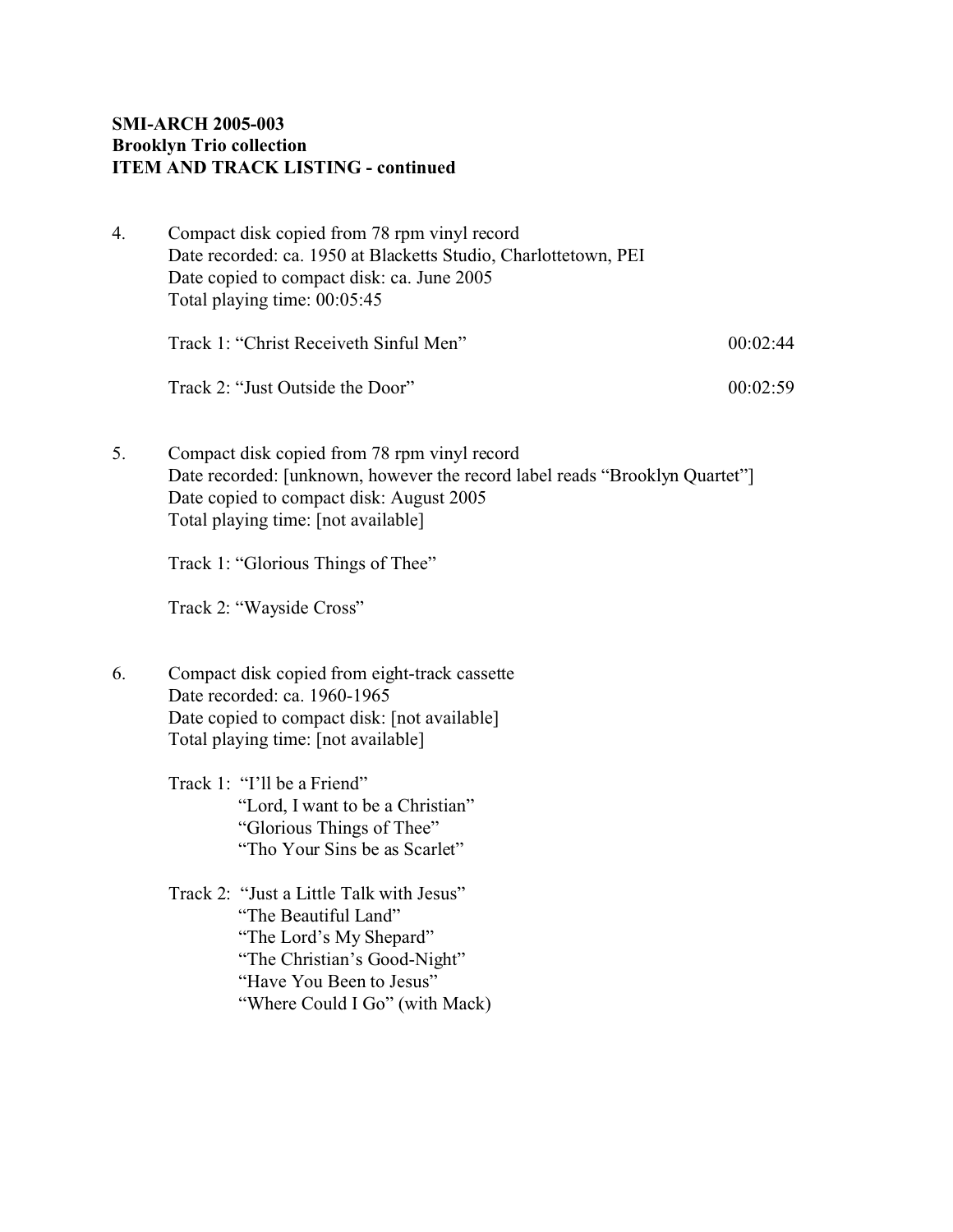**SMI-ARCH 2005-003**
**Brooklyn Trio collection**
**ITEM AND TRACK LISTING - continued**

4. Compact disk copied from 78 rpm vinyl record
   Date recorded: ca. 1950 at Blacketts Studio, Charlottetown, PEI
   Date copied to compact disk: ca. June 2005
   Total playing time: 00:05:45

   Track 1: "Christ Receiveth Sinful Men" 00:02:44

   Track 2: "Just Outside the Door" 00:02:59

5. Compact disk copied from 78 rpm vinyl record
   Date recorded: [unknown, however the record label reads "Brooklyn Quartet"]
   Date copied to compact disk: August 2005
   Total playing time: [not available]

   Track 1: "Glorious Things of Thee"

   Track 2: "Wayside Cross"

6. Compact disk copied from eight-track cassette
   Date recorded: ca. 1960-1965
   Date copied to compact disk: [not available]
   Total playing time: [not available]

   Track 1: "I'll be a Friend"
   "Lord, I want to be a Christian"
   "Glorious Things of Thee"
   "Tho Your Sins be as Scarlet"

   Track 2: "Just a Little Talk with Jesus"
   "The Beautiful Land"
   "The Lord's My Shepard"
   "The Christian's Good-Night"
   "Have You Been to Jesus"
   "Where Could I Go" (with Mack)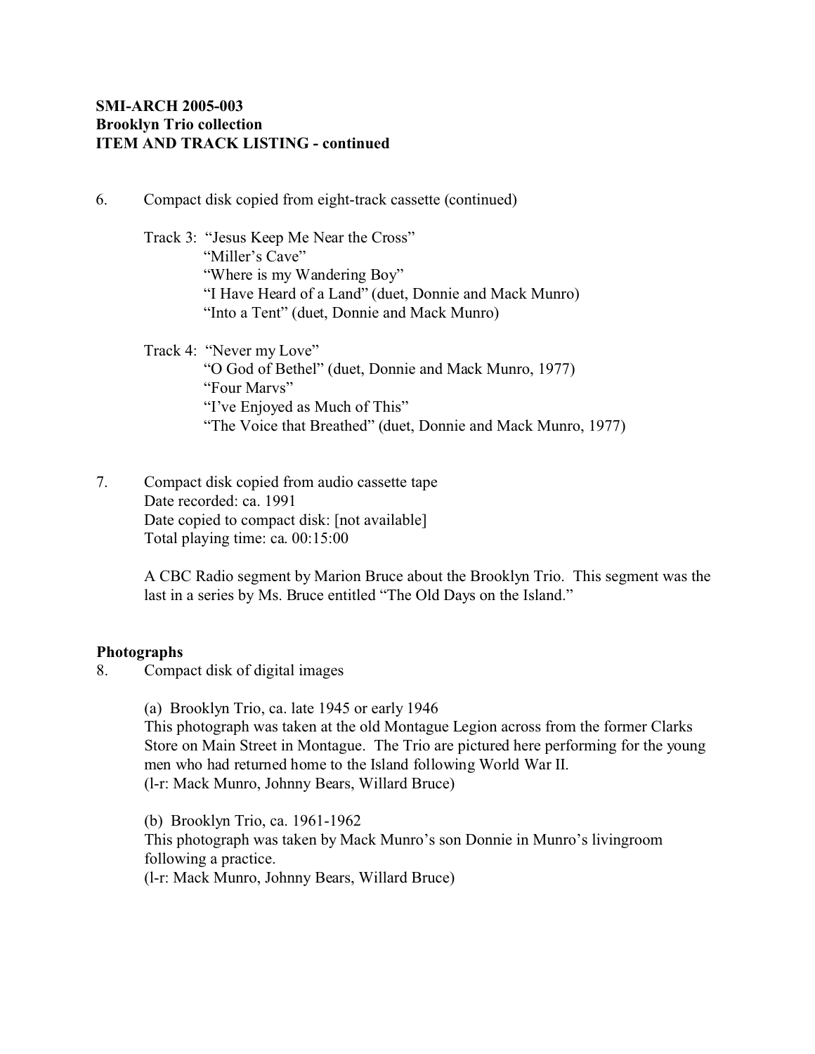**SMI-ARCH 2005-003**
**Brooklyn Trio collection**
**ITEM AND TRACK LISTING - continued**

6. Compact disk copied from eight-track cassette (continued)

   Track 3: "Jesus Keep Me Near the Cross"
   "Miller's Cave"
   "Where is my Wandering Boy"
   "I Have Heard of a Land" (duet, Donnie and Mack Munro)
   "Into a Tent" (duet, Donnie and Mack Munro)

   Track 4: "Never my Love"
   "O God of Bethel" (duet, Donnie and Mack Munro, 1977)
   "Four Marvs"
   "I've Enjoyed as Much of This"
   "The Voice that Breathed" (duet, Donnie and Mack Munro, 1977)

7. Compact disk copied from audio cassette tape
   Date recorded: ca. 1991
   Date copied to compact disk: [not available]
   Total playing time: ca. 00:15:00

   A CBC Radio segment by Marion Bruce about the Brooklyn Trio. This segment was the last in a series by Ms. Bruce entitled "The Old Days on the Island."

**Photographs**

8. Compact disk of digital images

   (a) Brooklyn Trio, ca. late 1945 or early 1946
   This photograph was taken at the old Montague Legion across from the former Clarks Store on Main Street in Montague. The Trio are pictured here performing for the young men who had returned home to the Island following World War II.
   (l-r: Mack Munro, Johnny Bears, Willard Bruce)

   (b) Brooklyn Trio, ca. 1961-1962
   This photograph was taken by Mack Munro's son Donnie in Munro's livingroom following a practice.
   (l-r: Mack Munro, Johnny Bears, Willard Bruce)